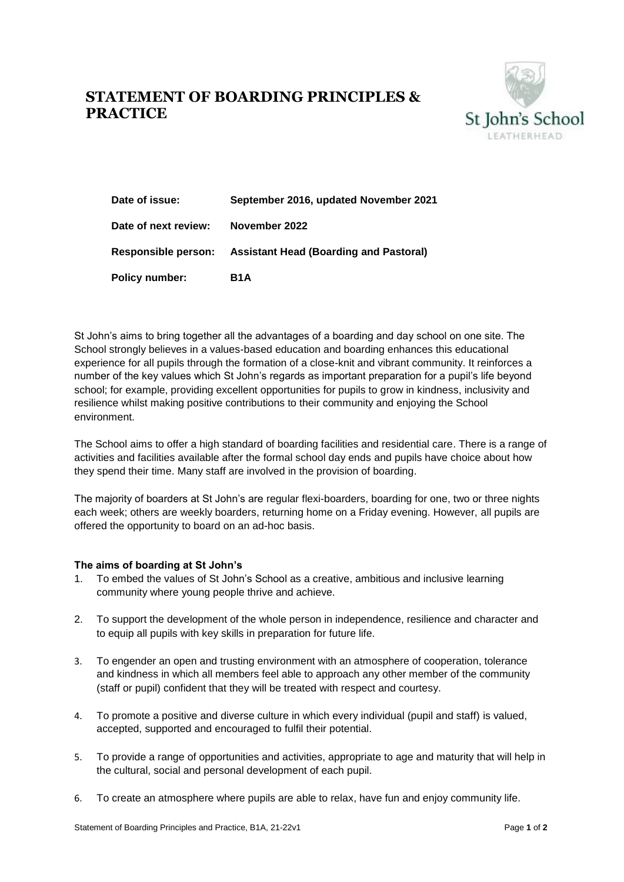# STATEMENT OF BOARDING PRINCIPLES & PRACTICE

| | |
|---|---|
| **Date of issue:** | **September 2016, updated November 2021** |
| **Date of next review:** | **November 2022** |
| **Responsible person:** | **Assistant Head (Boarding and Pastoral)** |
| **Policy number:** | **B1A** |

St John's aims to bring together all the advantages of a boarding and day school on one site. The School strongly believes in a values-based education and boarding enhances this educational experience for all pupils through the formation of a close-knit and vibrant community. It reinforces a number of the key values which St John's regards as important preparation for a pupil's life beyond school; for example, providing excellent opportunities for pupils to grow in kindness, inclusivity and resilience whilst making positive contributions to their community and enjoying the School environment.

The School aims to offer a high standard of boarding facilities and residential care. There is a range of activities and facilities available after the formal school day ends and pupils have choice about how they spend their time. Many staff are involved in the provision of boarding.

The majority of boarders at St John's are regular flexi-boarders, boarding for one, two or three nights each week; others are weekly boarders, returning home on a Friday evening. However, all pupils are offered the opportunity to board on an ad-hoc basis.

**The aims of boarding at St John's**

1. To embed the values of St John's School as a creative, ambitious and inclusive learning community where young people thrive and achieve.
2. To support the development of the whole person in independence, resilience and character and to equip all pupils with key skills in preparation for future life.
3. To engender an open and trusting environment with an atmosphere of cooperation, tolerance and kindness in which all members feel able to approach any other member of the community (staff or pupil) confident that they will be treated with respect and courtesy.
4. To promote a positive and diverse culture in which every individual (pupil and staff) is valued, accepted, supported and encouraged to fulfil their potential.
5. To provide a range of opportunities and activities, appropriate to age and maturity that will help in the cultural, social and personal development of each pupil.
6. To create an atmosphere where pupils are able to relax, have fun and enjoy community life.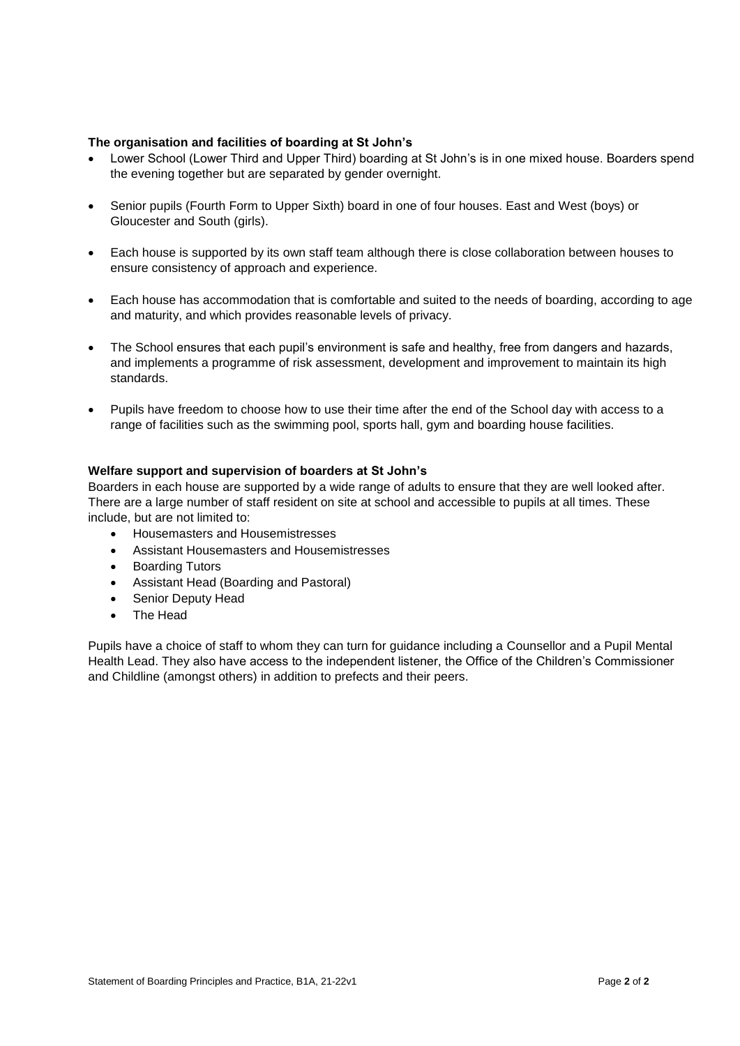**The organisation and facilities of boarding at St John's**

- Lower School (Lower Third and Upper Third) boarding at St John's is in one mixed house. Boarders spend the evening together but are separated by gender overnight.
- Senior pupils (Fourth Form to Upper Sixth) board in one of four houses. East and West (boys) or Gloucester and South (girls).
- Each house is supported by its own staff team although there is close collaboration between houses to ensure consistency of approach and experience.
- Each house has accommodation that is comfortable and suited to the needs of boarding, according to age and maturity, and which provides reasonable levels of privacy.
- The School ensures that each pupil's environment is safe and healthy, free from dangers and hazards, and implements a programme of risk assessment, development and improvement to maintain its high standards.
- Pupils have freedom to choose how to use their time after the end of the School day with access to a range of facilities such as the swimming pool, sports hall, gym and boarding house facilities.

**Welfare support and supervision of boarders at St John's**

Boarders in each house are supported by a wide range of adults to ensure that they are well looked after. There are a large number of staff resident on site at school and accessible to pupils at all times. These include, but are not limited to:

- Housemasters and Housemistresses
- Assistant Housemasters and Housemistresses
- Boarding Tutors
- Assistant Head (Boarding and Pastoral)
- Senior Deputy Head
- The Head

Pupils have a choice of staff to whom they can turn for guidance including a Counsellor and a Pupil Mental Health Lead. They also have access to the independent listener, the Office of the Children's Commissioner and Childline (amongst others) in addition to prefects and their peers.